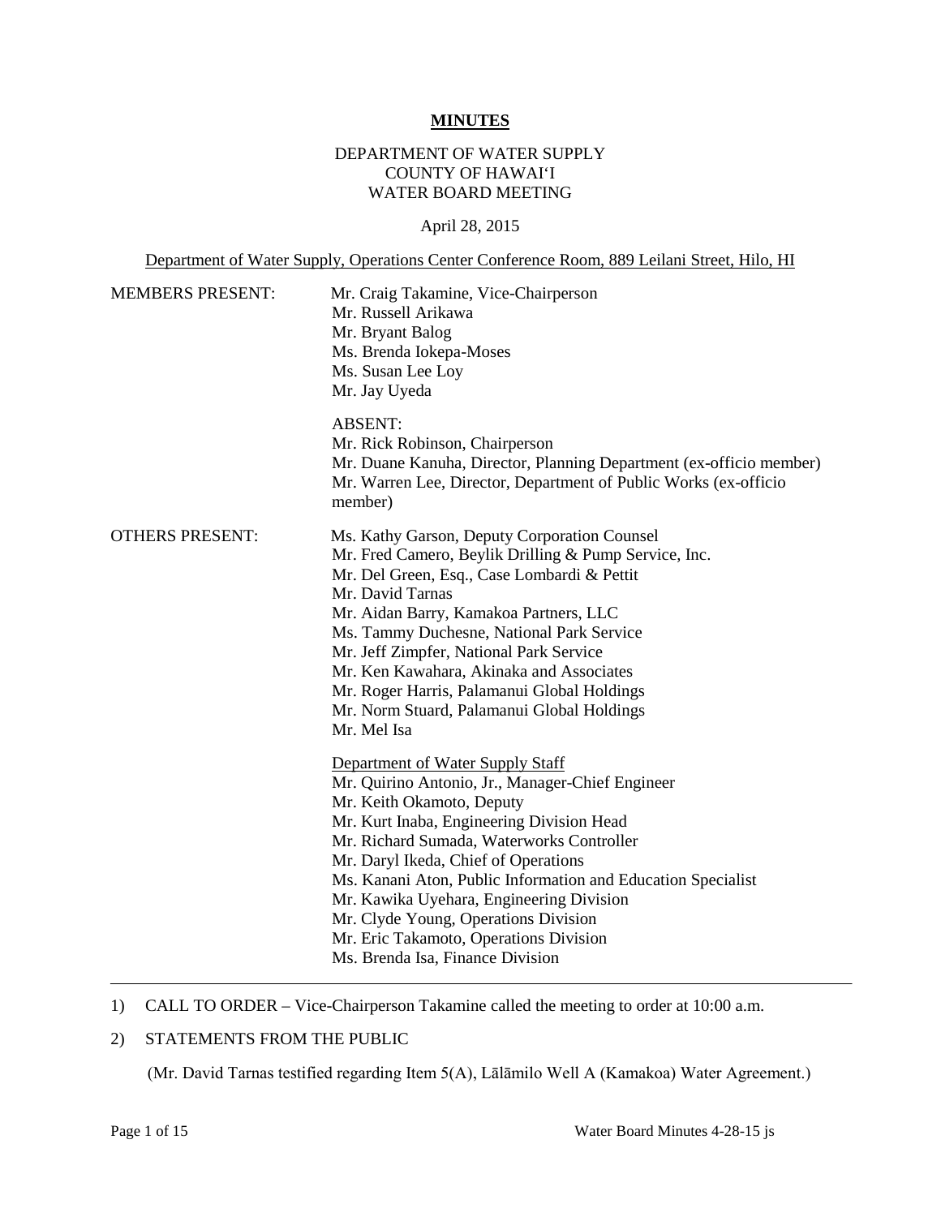# **MINUTES**

DEPARTMENT OF WATER SUPPLY
COUNTY OF HAWAIʻI
WATER BOARD MEETING

April 28, 2015

Department of Water Supply, Operations Center Conference Room, 889 Leilani Street, Hilo, HI

MEMBERS PRESENT:

Mr. Craig Takamine, Vice-Chairperson
Mr. Russell Arikawa
Mr. Bryant Balog
Ms. Brenda Iokepa-Moses
Ms. Susan Lee Loy
Mr. Jay Uyeda

ABSENT:
Mr. Rick Robinson, Chairperson
Mr. Duane Kanuha, Director, Planning Department (ex-officio member)
Mr. Warren Lee, Director, Department of Public Works (ex-officio member)

OTHERS PRESENT:

Ms. Kathy Garson, Deputy Corporation Counsel
Mr. Fred Camero, Beylik Drilling & Pump Service, Inc.
Mr. Del Green, Esq., Case Lombardi & Pettit
Mr. David Tarnas
Mr. Aidan Barry, Kamakoa Partners, LLC
Ms. Tammy Duchesne, National Park Service
Mr. Jeff Zimpfer, National Park Service
Mr. Ken Kawahara, Akinaka and Associates
Mr. Roger Harris, Palamanui Global Holdings
Mr. Norm Stuard, Palamanui Global Holdings
Mr. Mel Isa

Department of Water Supply Staff
Mr. Quirino Antonio, Jr., Manager-Chief Engineer
Mr. Keith Okamoto, Deputy
Mr. Kurt Inaba, Engineering Division Head
Mr. Richard Sumada, Waterworks Controller
Mr. Daryl Ikeda, Chief of Operations
Ms. Kanani Aton, Public Information and Education Specialist
Mr. Kawika Uyehara, Engineering Division
Mr. Clyde Young, Operations Division
Mr. Eric Takamoto, Operations Division
Ms. Brenda Isa, Finance Division

---

1) CALL TO ORDER – Vice-Chairperson Takamine called the meeting to order at 10:00 a.m.

2) STATEMENTS FROM THE PUBLIC

(Mr. David Tarnas testified regarding Item 5(A), Lālāmilo Well A (Kamakoa) Water Agreement.)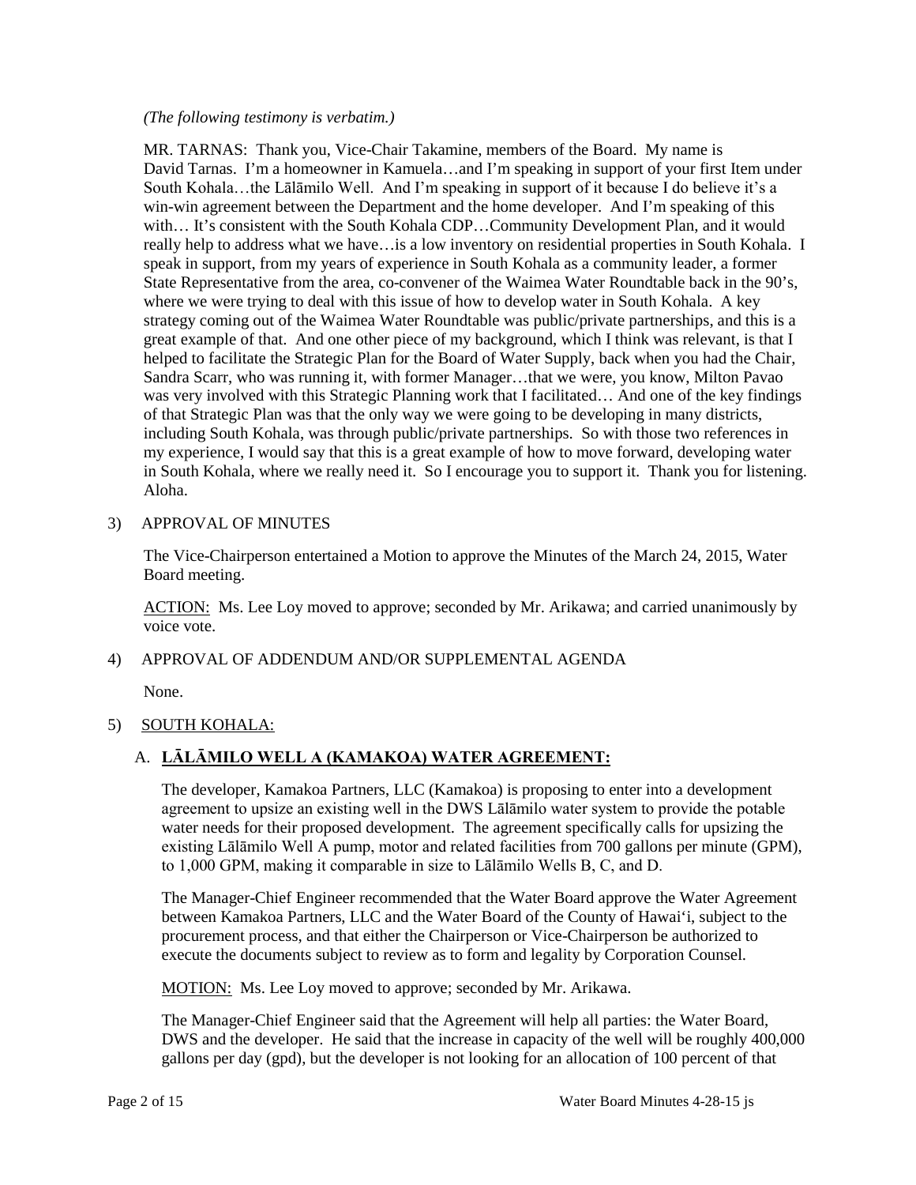*(The following testimony is verbatim.)*

MR. TARNAS: Thank you, Vice-Chair Takamine, members of the Board. My name is David Tarnas. I'm a homeowner in Kamuela…and I'm speaking in support of your first Item under South Kohala…the Lālāmilo Well. And I'm speaking in support of it because I do believe it's a win-win agreement between the Department and the home developer. And I'm speaking of this with… It's consistent with the South Kohala CDP…Community Development Plan, and it would really help to address what we have…is a low inventory on residential properties in South Kohala. I speak in support, from my years of experience in South Kohala as a community leader, a former State Representative from the area, co-convener of the Waimea Water Roundtable back in the 90's, where we were trying to deal with this issue of how to develop water in South Kohala. A key strategy coming out of the Waimea Water Roundtable was public/private partnerships, and this is a great example of that. And one other piece of my background, which I think was relevant, is that I helped to facilitate the Strategic Plan for the Board of Water Supply, back when you had the Chair, Sandra Scarr, who was running it, with former Manager…that we were, you know, Milton Pavao was very involved with this Strategic Planning work that I facilitated… And one of the key findings of that Strategic Plan was that the only way we were going to be developing in many districts, including South Kohala, was through public/private partnerships. So with those two references in my experience, I would say that this is a great example of how to move forward, developing water in South Kohala, where we really need it. So I encourage you to support it. Thank you for listening. Aloha.

3) APPROVAL OF MINUTES

The Vice-Chairperson entertained a Motion to approve the Minutes of the March 24, 2015, Water Board meeting.

ACTION: Ms. Lee Loy moved to approve; seconded by Mr. Arikawa; and carried unanimously by voice vote.

4) APPROVAL OF ADDENDUM AND/OR SUPPLEMENTAL AGENDA

None.

5) SOUTH KOHALA:

A. **LĀLĀMILO WELL A (KAMAKOA) WATER AGREEMENT:**

The developer, Kamakoa Partners, LLC (Kamakoa) is proposing to enter into a development agreement to upsize an existing well in the DWS Lālāmilo water system to provide the potable water needs for their proposed development. The agreement specifically calls for upsizing the existing Lālāmilo Well A pump, motor and related facilities from 700 gallons per minute (GPM), to 1,000 GPM, making it comparable in size to Lālāmilo Wells B, C, and D.

The Manager-Chief Engineer recommended that the Water Board approve the Water Agreement between Kamakoa Partners, LLC and the Water Board of the County of Hawai'i, subject to the procurement process, and that either the Chairperson or Vice-Chairperson be authorized to execute the documents subject to review as to form and legality by Corporation Counsel.

MOTION: Ms. Lee Loy moved to approve; seconded by Mr. Arikawa.

The Manager-Chief Engineer said that the Agreement will help all parties: the Water Board, DWS and the developer. He said that the increase in capacity of the well will be roughly 400,000 gallons per day (gpd), but the developer is not looking for an allocation of 100 percent of that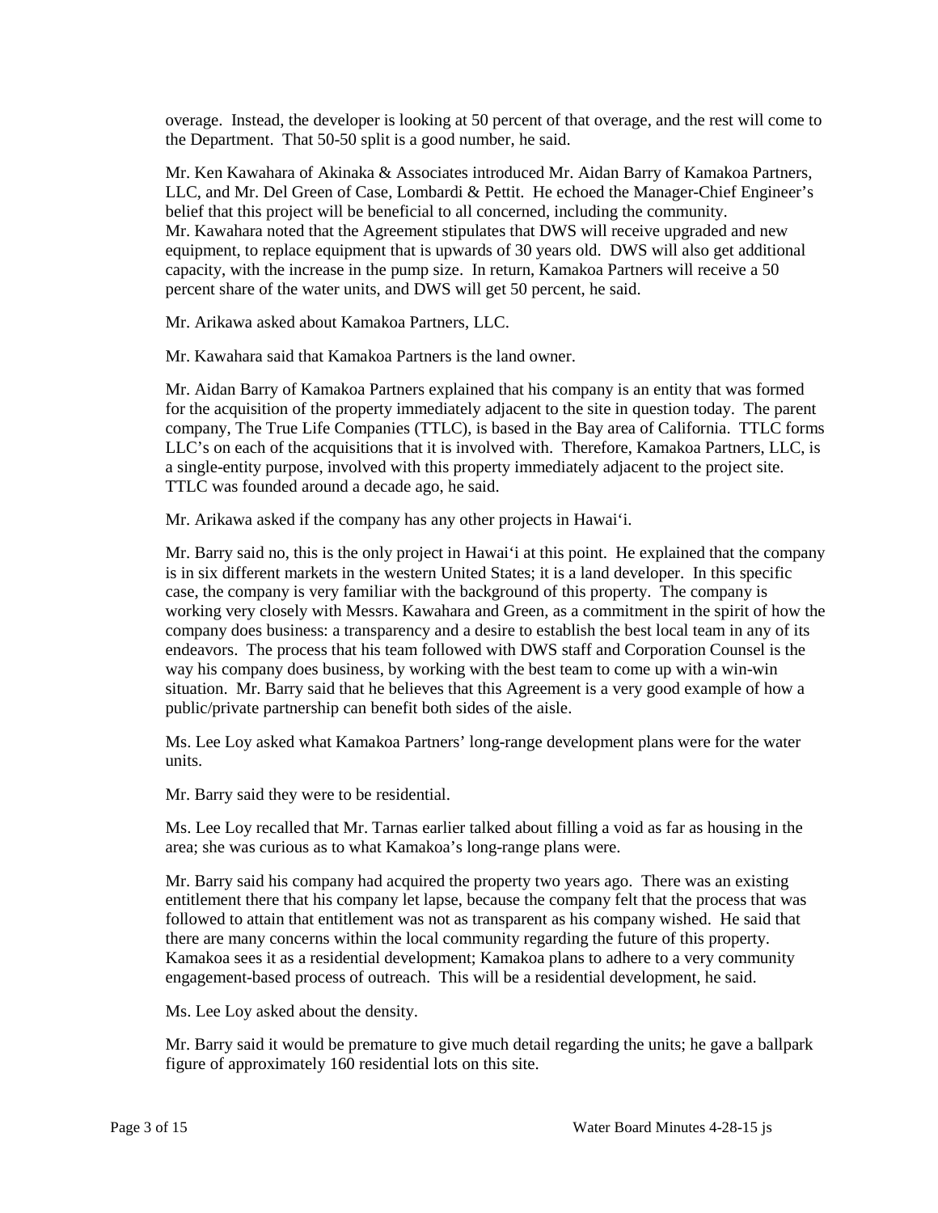overage. Instead, the developer is looking at 50 percent of that overage, and the rest will come to the Department. That 50-50 split is a good number, he said.

Mr. Ken Kawahara of Akinaka & Associates introduced Mr. Aidan Barry of Kamakoa Partners, LLC, and Mr. Del Green of Case, Lombardi & Pettit. He echoed the Manager-Chief Engineer's belief that this project will be beneficial to all concerned, including the community. Mr. Kawahara noted that the Agreement stipulates that DWS will receive upgraded and new equipment, to replace equipment that is upwards of 30 years old. DWS will also get additional capacity, with the increase in the pump size. In return, Kamakoa Partners will receive a 50 percent share of the water units, and DWS will get 50 percent, he said.

Mr. Arikawa asked about Kamakoa Partners, LLC.

Mr. Kawahara said that Kamakoa Partners is the land owner.

Mr. Aidan Barry of Kamakoa Partners explained that his company is an entity that was formed for the acquisition of the property immediately adjacent to the site in question today. The parent company, The True Life Companies (TTLC), is based in the Bay area of California. TTLC forms LLC's on each of the acquisitions that it is involved with. Therefore, Kamakoa Partners, LLC, is a single-entity purpose, involved with this property immediately adjacent to the project site. TTLC was founded around a decade ago, he said.

Mr. Arikawa asked if the company has any other projects in Hawai'i.

Mr. Barry said no, this is the only project in Hawai'i at this point. He explained that the company is in six different markets in the western United States; it is a land developer. In this specific case, the company is very familiar with the background of this property. The company is working very closely with Messrs. Kawahara and Green, as a commitment in the spirit of how the company does business: a transparency and a desire to establish the best local team in any of its endeavors. The process that his team followed with DWS staff and Corporation Counsel is the way his company does business, by working with the best team to come up with a win-win situation. Mr. Barry said that he believes that this Agreement is a very good example of how a public/private partnership can benefit both sides of the aisle.

Ms. Lee Loy asked what Kamakoa Partners' long-range development plans were for the water units.

Mr. Barry said they were to be residential.

Ms. Lee Loy recalled that Mr. Tarnas earlier talked about filling a void as far as housing in the area; she was curious as to what Kamakoa's long-range plans were.

Mr. Barry said his company had acquired the property two years ago. There was an existing entitlement there that his company let lapse, because the company felt that the process that was followed to attain that entitlement was not as transparent as his company wished. He said that there are many concerns within the local community regarding the future of this property. Kamakoa sees it as a residential development; Kamakoa plans to adhere to a very community engagement-based process of outreach. This will be a residential development, he said.

Ms. Lee Loy asked about the density.

Mr. Barry said it would be premature to give much detail regarding the units; he gave a ballpark figure of approximately 160 residential lots on this site.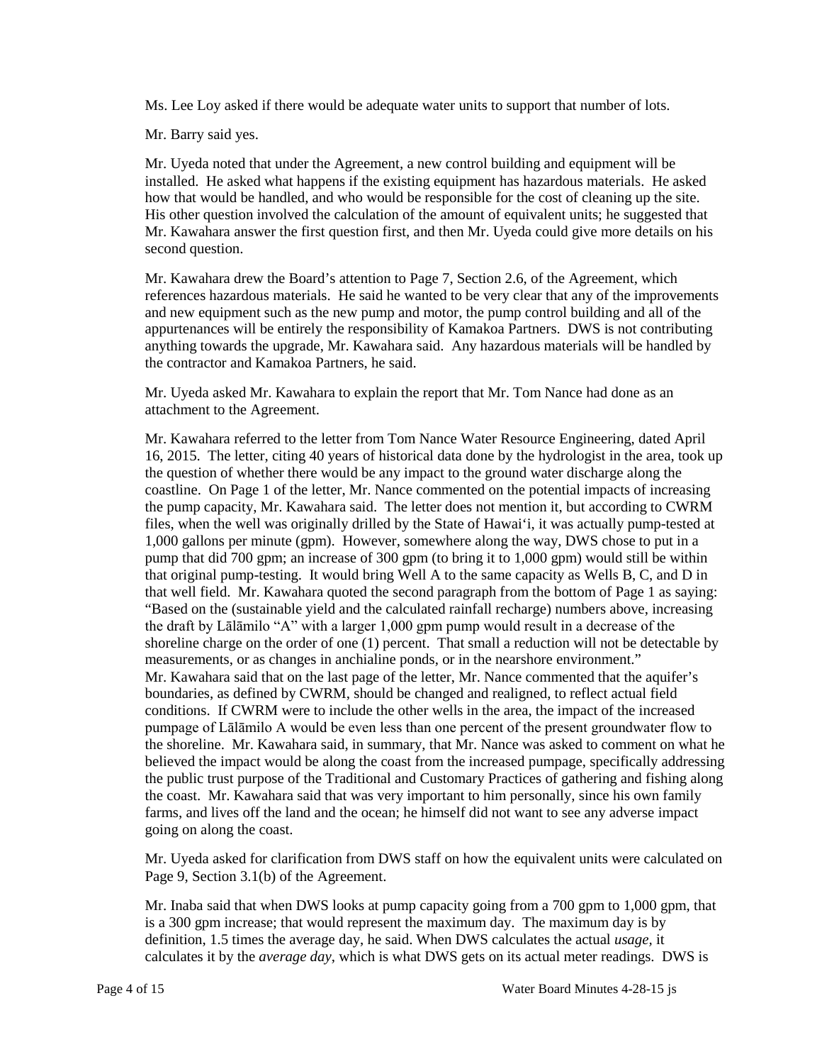Ms. Lee Loy asked if there would be adequate water units to support that number of lots.

Mr. Barry said yes.

Mr. Uyeda noted that under the Agreement, a new control building and equipment will be installed. He asked what happens if the existing equipment has hazardous materials. He asked how that would be handled, and who would be responsible for the cost of cleaning up the site. His other question involved the calculation of the amount of equivalent units; he suggested that Mr. Kawahara answer the first question first, and then Mr. Uyeda could give more details on his second question.

Mr. Kawahara drew the Board's attention to Page 7, Section 2.6, of the Agreement, which references hazardous materials. He said he wanted to be very clear that any of the improvements and new equipment such as the new pump and motor, the pump control building and all of the appurtenances will be entirely the responsibility of Kamakoa Partners. DWS is not contributing anything towards the upgrade, Mr. Kawahara said. Any hazardous materials will be handled by the contractor and Kamakoa Partners, he said.

Mr. Uyeda asked Mr. Kawahara to explain the report that Mr. Tom Nance had done as an attachment to the Agreement.

Mr. Kawahara referred to the letter from Tom Nance Water Resource Engineering, dated April 16, 2015. The letter, citing 40 years of historical data done by the hydrologist in the area, took up the question of whether there would be any impact to the ground water discharge along the coastline. On Page 1 of the letter, Mr. Nance commented on the potential impacts of increasing the pump capacity, Mr. Kawahara said. The letter does not mention it, but according to CWRM files, when the well was originally drilled by the State of Hawai'i, it was actually pump-tested at 1,000 gallons per minute (gpm). However, somewhere along the way, DWS chose to put in a pump that did 700 gpm; an increase of 300 gpm (to bring it to 1,000 gpm) would still be within that original pump-testing. It would bring Well A to the same capacity as Wells B, C, and D in that well field. Mr. Kawahara quoted the second paragraph from the bottom of Page 1 as saying: "Based on the (sustainable yield and the calculated rainfall recharge) numbers above, increasing the draft by Lālāmilo "A" with a larger 1,000 gpm pump would result in a decrease of the shoreline charge on the order of one (1) percent. That small a reduction will not be detectable by measurements, or as changes in anchialine ponds, or in the nearshore environment." Mr. Kawahara said that on the last page of the letter, Mr. Nance commented that the aquifer's boundaries, as defined by CWRM, should be changed and realigned, to reflect actual field conditions. If CWRM were to include the other wells in the area, the impact of the increased pumpage of Lālāmilo A would be even less than one percent of the present groundwater flow to the shoreline. Mr. Kawahara said, in summary, that Mr. Nance was asked to comment on what he believed the impact would be along the coast from the increased pumpage, specifically addressing the public trust purpose of the Traditional and Customary Practices of gathering and fishing along the coast. Mr. Kawahara said that was very important to him personally, since his own family farms, and lives off the land and the ocean; he himself did not want to see any adverse impact going on along the coast.

Mr. Uyeda asked for clarification from DWS staff on how the equivalent units were calculated on Page 9, Section 3.1(b) of the Agreement.

Mr. Inaba said that when DWS looks at pump capacity going from a 700 gpm to 1,000 gpm, that is a 300 gpm increase; that would represent the maximum day. The maximum day is by definition, 1.5 times the average day, he said. When DWS calculates the actual *usage*, it calculates it by the *average day*, which is what DWS gets on its actual meter readings. DWS is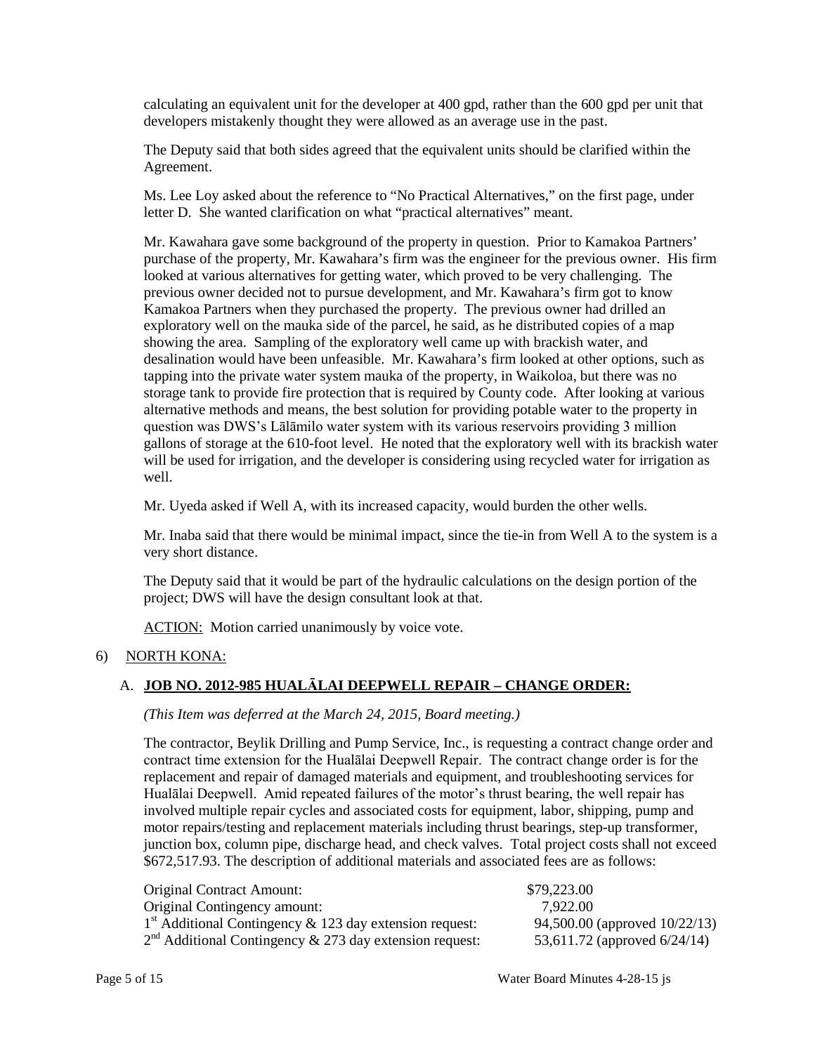calculating an equivalent unit for the developer at 400 gpd, rather than the 600 gpd per unit that developers mistakenly thought they were allowed as an average use in the past.

The Deputy said that both sides agreed that the equivalent units should be clarified within the Agreement.

Ms. Lee Loy asked about the reference to "No Practical Alternatives," on the first page, under letter D. She wanted clarification on what "practical alternatives" meant.

Mr. Kawahara gave some background of the property in question. Prior to Kamakoa Partners' purchase of the property, Mr. Kawahara's firm was the engineer for the previous owner. His firm looked at various alternatives for getting water, which proved to be very challenging. The previous owner decided not to pursue development, and Mr. Kawahara's firm got to know Kamakoa Partners when they purchased the property. The previous owner had drilled an exploratory well on the mauka side of the parcel, he said, as he distributed copies of a map showing the area. Sampling of the exploratory well came up with brackish water, and desalination would have been unfeasible. Mr. Kawahara's firm looked at other options, such as tapping into the private water system mauka of the property, in Waikoloa, but there was no storage tank to provide fire protection that is required by County code. After looking at various alternative methods and means, the best solution for providing potable water to the property in question was DWS's Lālāmilo water system with its various reservoirs providing 3 million gallons of storage at the 610-foot level. He noted that the exploratory well with its brackish water will be used for irrigation, and the developer is considering using recycled water for irrigation as well.

Mr. Uyeda asked if Well A, with its increased capacity, would burden the other wells.

Mr. Inaba said that there would be minimal impact, since the tie-in from Well A to the system is a very short distance.

The Deputy said that it would be part of the hydraulic calculations on the design portion of the project; DWS will have the design consultant look at that.

ACTION: Motion carried unanimously by voice vote.

6) NORTH KONA:

A. **JOB NO. 2012-985 HUALĀLAI DEEPWELL REPAIR – CHANGE ORDER:**

*(This Item was deferred at the March 24, 2015, Board meeting.)*

The contractor, Beylik Drilling and Pump Service, Inc., is requesting a contract change order and contract time extension for the Hualālai Deepwell Repair. The contract change order is for the replacement and repair of damaged materials and equipment, and troubleshooting services for Hualālai Deepwell. Amid repeated failures of the motor's thrust bearing, the well repair has involved multiple repair cycles and associated costs for equipment, labor, shipping, pump and motor repairs/testing and replacement materials including thrust bearings, step-up transformer, junction box, column pipe, discharge head, and check valves. Total project costs shall not exceed \$672,517.93. The description of additional materials and associated fees are as follows:

| | |
|---|---|
| Original Contract Amount: | \$79,223.00 |
| Original Contingency amount: | 7,922.00 |
| 1st Additional Contingency & 123 day extension request: | 94,500.00 (approved 10/22/13) |
| 2nd Additional Contingency & 273 day extension request: | 53,611.72 (approved 6/24/14) |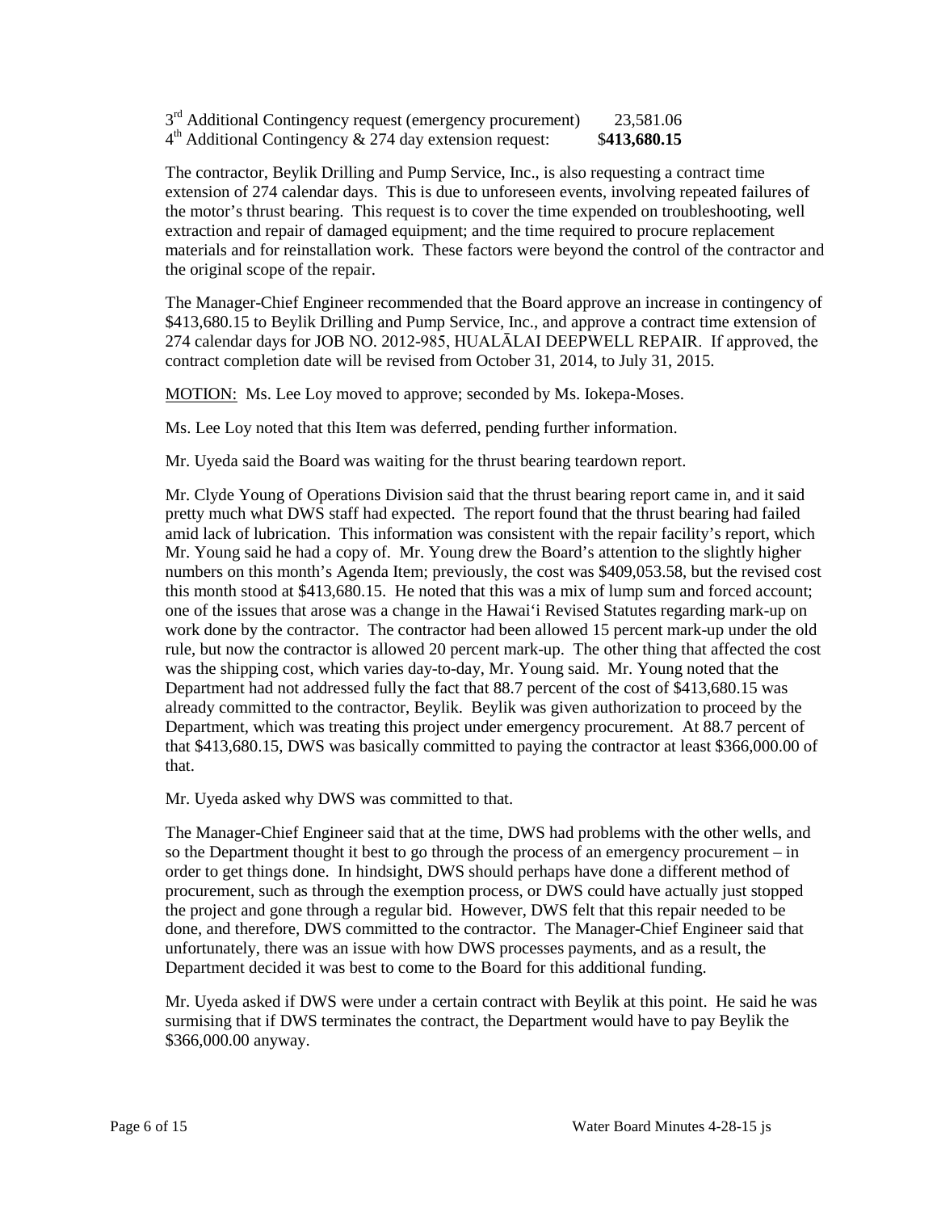| | |
|---|---|
| 3rd Additional Contingency request (emergency procurement) | 23,581.06 |
| 4th Additional Contingency & 274 day extension request: | $**413,680.15** |

The contractor, Beylik Drilling and Pump Service, Inc., is also requesting a contract time extension of 274 calendar days. This is due to unforeseen events, involving repeated failures of the motor's thrust bearing. This request is to cover the time expended on troubleshooting, well extraction and repair of damaged equipment; and the time required to procure replacement materials and for reinstallation work. These factors were beyond the control of the contractor and the original scope of the repair.

The Manager-Chief Engineer recommended that the Board approve an increase in contingency of $413,680.15 to Beylik Drilling and Pump Service, Inc., and approve a contract time extension of 274 calendar days for JOB NO. 2012-985, HUALĀLAI DEEPWELL REPAIR. If approved, the contract completion date will be revised from October 31, 2014, to July 31, 2015.

MOTION: Ms. Lee Loy moved to approve; seconded by Ms. Iokepa-Moses.

Ms. Lee Loy noted that this Item was deferred, pending further information.

Mr. Uyeda said the Board was waiting for the thrust bearing teardown report.

Mr. Clyde Young of Operations Division said that the thrust bearing report came in, and it said pretty much what DWS staff had expected. The report found that the thrust bearing had failed amid lack of lubrication. This information was consistent with the repair facility's report, which Mr. Young said he had a copy of. Mr. Young drew the Board's attention to the slightly higher numbers on this month's Agenda Item; previously, the cost was $409,053.58, but the revised cost this month stood at $413,680.15. He noted that this was a mix of lump sum and forced account; one of the issues that arose was a change in the Hawai'i Revised Statutes regarding mark-up on work done by the contractor. The contractor had been allowed 15 percent mark-up under the old rule, but now the contractor is allowed 20 percent mark-up. The other thing that affected the cost was the shipping cost, which varies day-to-day, Mr. Young said. Mr. Young noted that the Department had not addressed fully the fact that 88.7 percent of the cost of $413,680.15 was already committed to the contractor, Beylik. Beylik was given authorization to proceed by the Department, which was treating this project under emergency procurement. At 88.7 percent of that $413,680.15, DWS was basically committed to paying the contractor at least $366,000.00 of that.

Mr. Uyeda asked why DWS was committed to that.

The Manager-Chief Engineer said that at the time, DWS had problems with the other wells, and so the Department thought it best to go through the process of an emergency procurement – in order to get things done. In hindsight, DWS should perhaps have done a different method of procurement, such as through the exemption process, or DWS could have actually just stopped the project and gone through a regular bid. However, DWS felt that this repair needed to be done, and therefore, DWS committed to the contractor. The Manager-Chief Engineer said that unfortunately, there was an issue with how DWS processes payments, and as a result, the Department decided it was best to come to the Board for this additional funding.

Mr. Uyeda asked if DWS were under a certain contract with Beylik at this point. He said he was surmising that if DWS terminates the contract, the Department would have to pay Beylik the $366,000.00 anyway.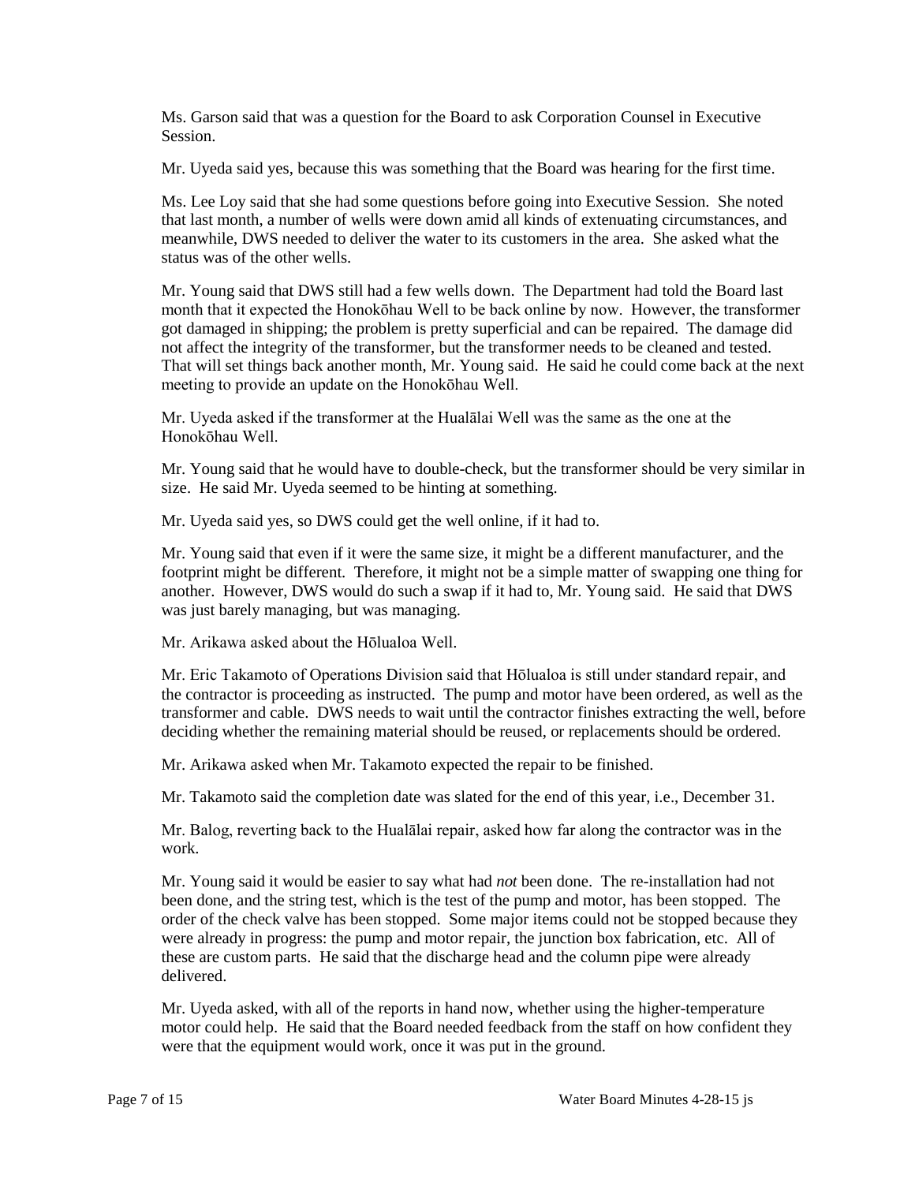Ms. Garson said that was a question for the Board to ask Corporation Counsel in Executive Session.

Mr. Uyeda said yes, because this was something that the Board was hearing for the first time.

Ms. Lee Loy said that she had some questions before going into Executive Session. She noted that last month, a number of wells were down amid all kinds of extenuating circumstances, and meanwhile, DWS needed to deliver the water to its customers in the area. She asked what the status was of the other wells.

Mr. Young said that DWS still had a few wells down. The Department had told the Board last month that it expected the Honokōhau Well to be back online by now. However, the transformer got damaged in shipping; the problem is pretty superficial and can be repaired. The damage did not affect the integrity of the transformer, but the transformer needs to be cleaned and tested. That will set things back another month, Mr. Young said. He said he could come back at the next meeting to provide an update on the Honokōhau Well.

Mr. Uyeda asked if the transformer at the Hualālai Well was the same as the one at the Honokōhau Well.

Mr. Young said that he would have to double-check, but the transformer should be very similar in size. He said Mr. Uyeda seemed to be hinting at something.

Mr. Uyeda said yes, so DWS could get the well online, if it had to.

Mr. Young said that even if it were the same size, it might be a different manufacturer, and the footprint might be different. Therefore, it might not be a simple matter of swapping one thing for another. However, DWS would do such a swap if it had to, Mr. Young said. He said that DWS was just barely managing, but was managing.

Mr. Arikawa asked about the Hōlualoa Well.

Mr. Eric Takamoto of Operations Division said that Hōlualoa is still under standard repair, and the contractor is proceeding as instructed. The pump and motor have been ordered, as well as the transformer and cable. DWS needs to wait until the contractor finishes extracting the well, before deciding whether the remaining material should be reused, or replacements should be ordered.

Mr. Arikawa asked when Mr. Takamoto expected the repair to be finished.

Mr. Takamoto said the completion date was slated for the end of this year, i.e., December 31.

Mr. Balog, reverting back to the Hualālai repair, asked how far along the contractor was in the work.

Mr. Young said it would be easier to say what had *not* been done. The re-installation had not been done, and the string test, which is the test of the pump and motor, has been stopped. The order of the check valve has been stopped. Some major items could not be stopped because they were already in progress: the pump and motor repair, the junction box fabrication, etc. All of these are custom parts. He said that the discharge head and the column pipe were already delivered.

Mr. Uyeda asked, with all of the reports in hand now, whether using the higher-temperature motor could help. He said that the Board needed feedback from the staff on how confident they were that the equipment would work, once it was put in the ground.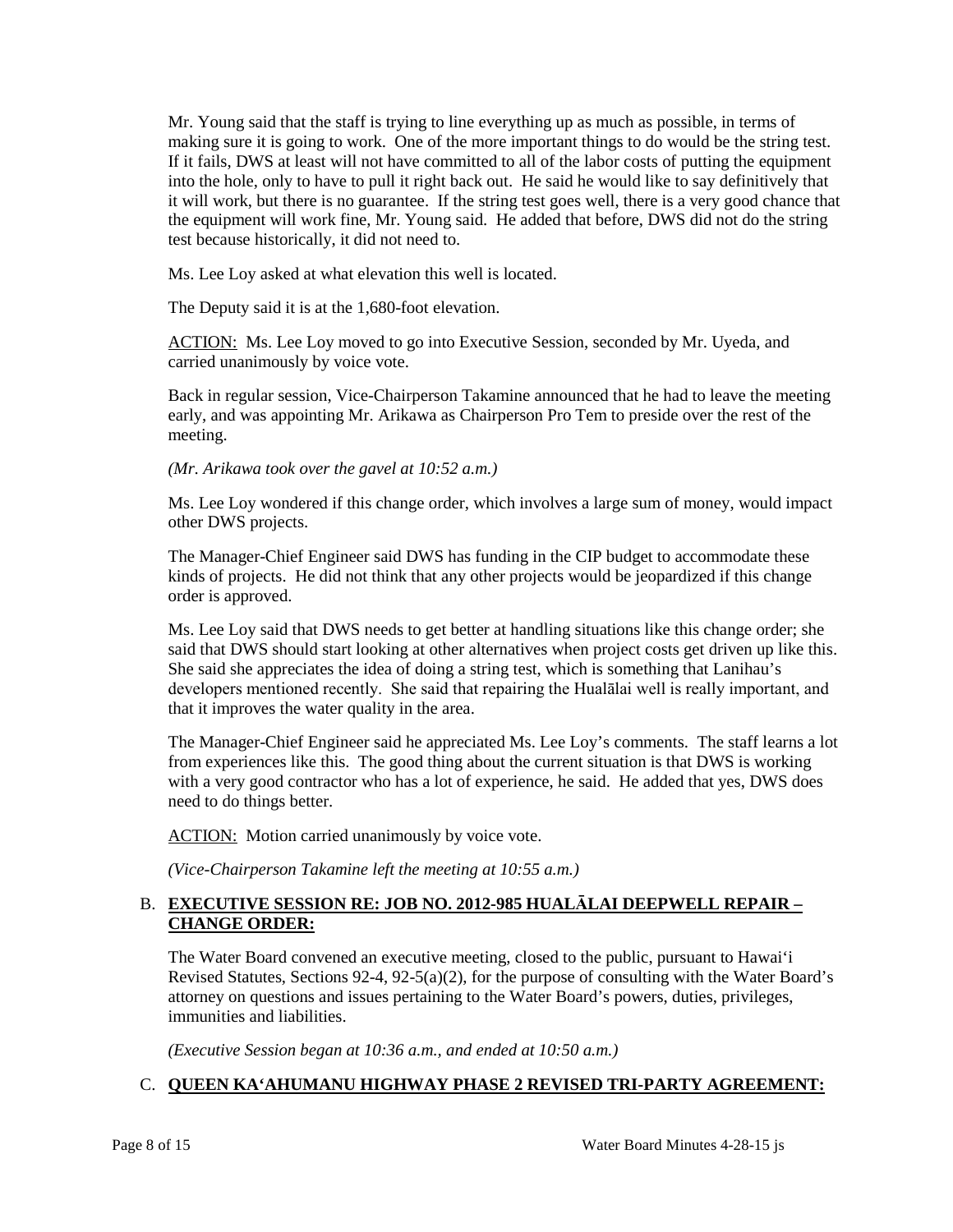Mr. Young said that the staff is trying to line everything up as much as possible, in terms of making sure it is going to work. One of the more important things to do would be the string test. If it fails, DWS at least will not have committed to all of the labor costs of putting the equipment into the hole, only to have to pull it right back out. He said he would like to say definitively that it will work, but there is no guarantee. If the string test goes well, there is a very good chance that the equipment will work fine, Mr. Young said. He added that before, DWS did not do the string test because historically, it did not need to.

Ms. Lee Loy asked at what elevation this well is located.

The Deputy said it is at the 1,680-foot elevation.

<u>ACTION:</u> Ms. Lee Loy moved to go into Executive Session, seconded by Mr. Uyeda, and carried unanimously by voice vote.

Back in regular session, Vice-Chairperson Takamine announced that he had to leave the meeting early, and was appointing Mr. Arikawa as Chairperson Pro Tem to preside over the rest of the meeting.

*(Mr. Arikawa took over the gavel at 10:52 a.m.)*

Ms. Lee Loy wondered if this change order, which involves a large sum of money, would impact other DWS projects.

The Manager-Chief Engineer said DWS has funding in the CIP budget to accommodate these kinds of projects. He did not think that any other projects would be jeopardized if this change order is approved.

Ms. Lee Loy said that DWS needs to get better at handling situations like this change order; she said that DWS should start looking at other alternatives when project costs get driven up like this. She said she appreciates the idea of doing a string test, which is something that Lanihau's developers mentioned recently. She said that repairing the Hualālai well is really important, and that it improves the water quality in the area.

The Manager-Chief Engineer said he appreciated Ms. Lee Loy's comments. The staff learns a lot from experiences like this. The good thing about the current situation is that DWS is working with a very good contractor who has a lot of experience, he said. He added that yes, DWS does need to do things better.

<u>ACTION:</u> Motion carried unanimously by voice vote.

*(Vice-Chairperson Takamine left the meeting at 10:55 a.m.)*

B. **<u>EXECUTIVE SESSION RE: JOB NO. 2012-985 HUALĀLAI DEEPWELL REPAIR – CHANGE ORDER:</u>**

The Water Board convened an executive meeting, closed to the public, pursuant to Hawai'i Revised Statutes, Sections 92-4, 92-5(a)(2), for the purpose of consulting with the Water Board's attorney on questions and issues pertaining to the Water Board's powers, duties, privileges, immunities and liabilities.

*(Executive Session began at 10:36 a.m., and ended at 10:50 a.m.)*

C. **<u>QUEEN KA'AHUMANU HIGHWAY PHASE 2 REVISED TRI-PARTY AGREEMENT:</u>**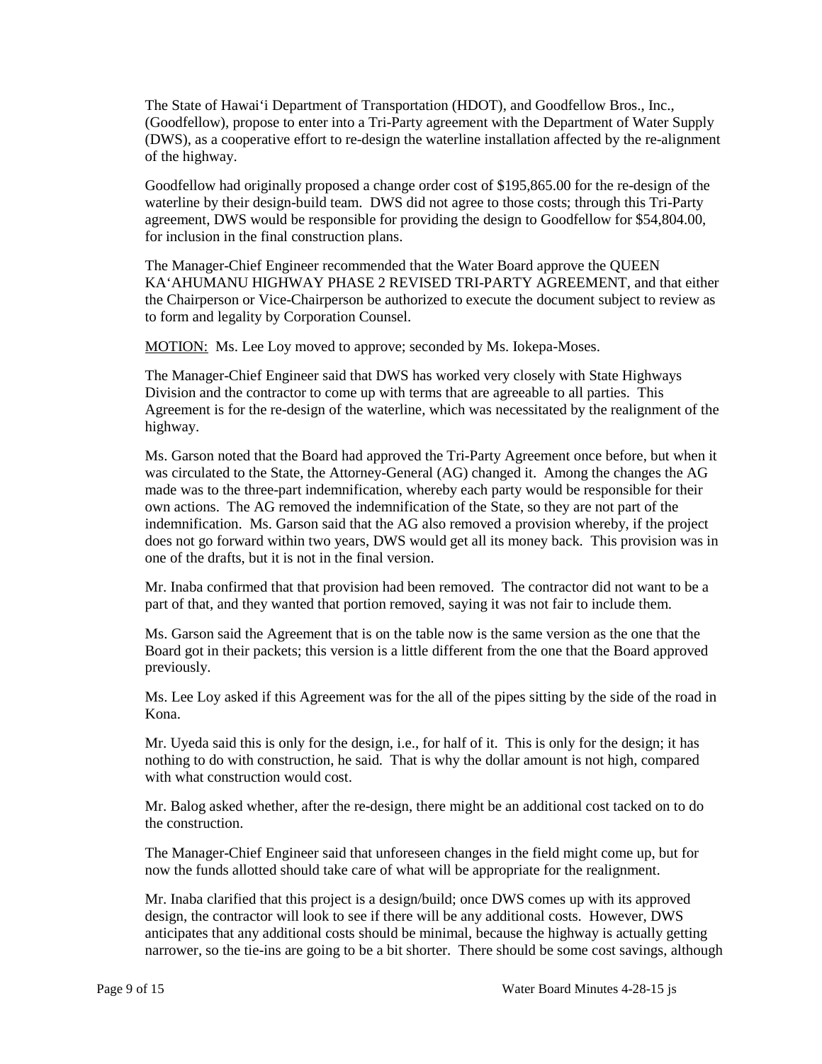The State of Hawai‘i Department of Transportation (HDOT), and Goodfellow Bros., Inc., (Goodfellow), propose to enter into a Tri-Party agreement with the Department of Water Supply (DWS), as a cooperative effort to re-design the waterline installation affected by the re-alignment of the highway.

Goodfellow had originally proposed a change order cost of $195,865.00 for the re-design of the waterline by their design-build team. DWS did not agree to those costs; through this Tri-Party agreement, DWS would be responsible for providing the design to Goodfellow for $54,804.00, for inclusion in the final construction plans.

The Manager-Chief Engineer recommended that the Water Board approve the QUEEN KA‘AHUMANU HIGHWAY PHASE 2 REVISED TRI-PARTY AGREEMENT, and that either the Chairperson or Vice-Chairperson be authorized to execute the document subject to review as to form and legality by Corporation Counsel.

<u>MOTION:</u> Ms. Lee Loy moved to approve; seconded by Ms. Iokepa-Moses.

The Manager-Chief Engineer said that DWS has worked very closely with State Highways Division and the contractor to come up with terms that are agreeable to all parties. This Agreement is for the re-design of the waterline, which was necessitated by the realignment of the highway.

Ms. Garson noted that the Board had approved the Tri-Party Agreement once before, but when it was circulated to the State, the Attorney-General (AG) changed it. Among the changes the AG made was to the three-part indemnification, whereby each party would be responsible for their own actions. The AG removed the indemnification of the State, so they are not part of the indemnification. Ms. Garson said that the AG also removed a provision whereby, if the project does not go forward within two years, DWS would get all its money back. This provision was in one of the drafts, but it is not in the final version.

Mr. Inaba confirmed that that provision had been removed. The contractor did not want to be a part of that, and they wanted that portion removed, saying it was not fair to include them.

Ms. Garson said the Agreement that is on the table now is the same version as the one that the Board got in their packets; this version is a little different from the one that the Board approved previously.

Ms. Lee Loy asked if this Agreement was for the all of the pipes sitting by the side of the road in Kona.

Mr. Uyeda said this is only for the design, i.e., for half of it. This is only for the design; it has nothing to do with construction, he said. That is why the dollar amount is not high, compared with what construction would cost.

Mr. Balog asked whether, after the re-design, there might be an additional cost tacked on to do the construction.

The Manager-Chief Engineer said that unforeseen changes in the field might come up, but for now the funds allotted should take care of what will be appropriate for the realignment.

Mr. Inaba clarified that this project is a design/build; once DWS comes up with its approved design, the contractor will look to see if there will be any additional costs. However, DWS anticipates that any additional costs should be minimal, because the highway is actually getting narrower, so the tie-ins are going to be a bit shorter. There should be some cost savings, although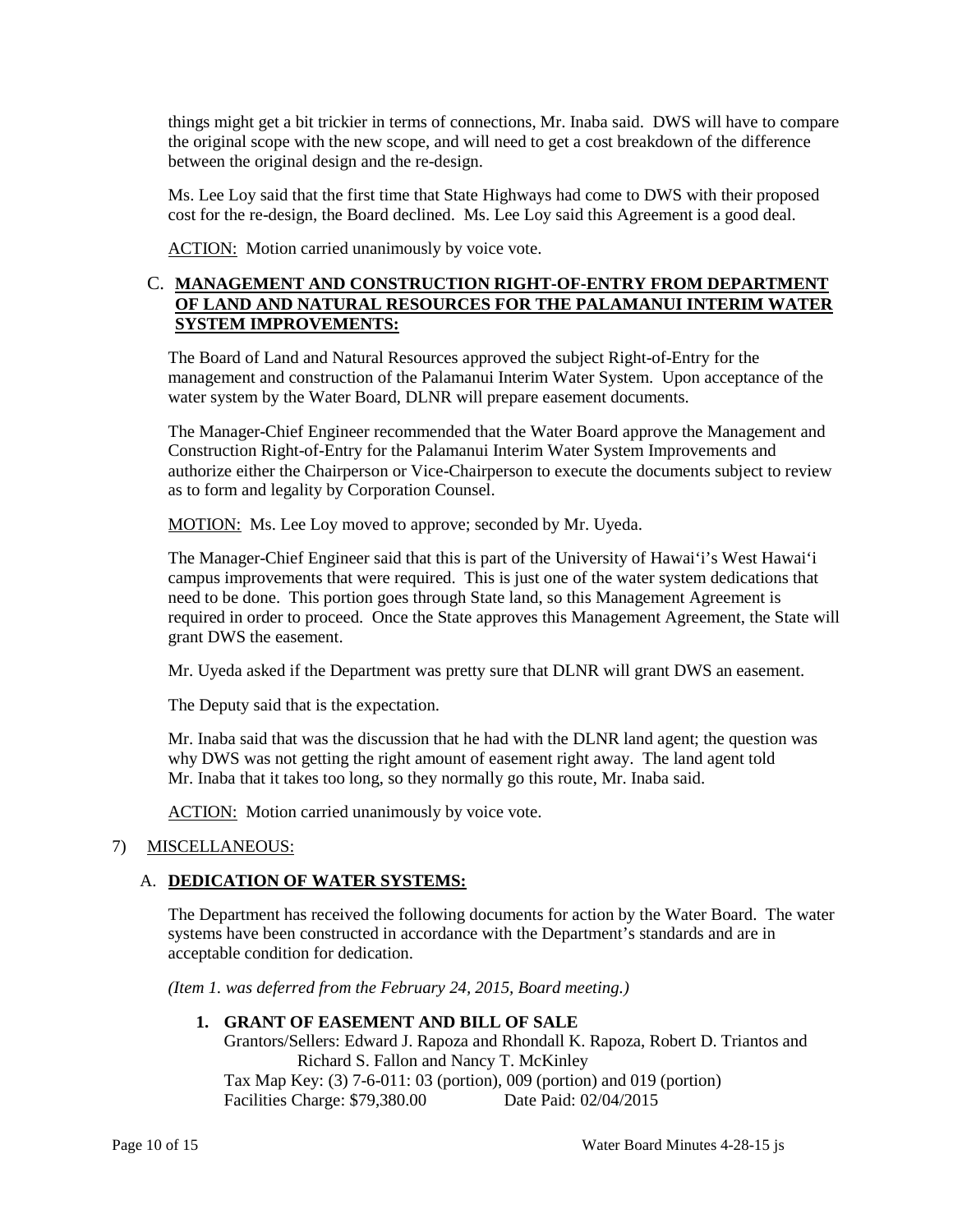things might get a bit trickier in terms of connections, Mr. Inaba said. DWS will have to compare the original scope with the new scope, and will need to get a cost breakdown of the difference between the original design and the re-design.

Ms. Lee Loy said that the first time that State Highways had come to DWS with their proposed cost for the re-design, the Board declined. Ms. Lee Loy said this Agreement is a good deal.

ACTION: Motion carried unanimously by voice vote.

### C. MANAGEMENT AND CONSTRUCTION RIGHT-OF-ENTRY FROM DEPARTMENT OF LAND AND NATURAL RESOURCES FOR THE PALAMANUI INTERIM WATER SYSTEM IMPROVEMENTS:

The Board of Land and Natural Resources approved the subject Right-of-Entry for the management and construction of the Palamanui Interim Water System. Upon acceptance of the water system by the Water Board, DLNR will prepare easement documents.

The Manager-Chief Engineer recommended that the Water Board approve the Management and Construction Right-of-Entry for the Palamanui Interim Water System Improvements and authorize either the Chairperson or Vice-Chairperson to execute the documents subject to review as to form and legality by Corporation Counsel.

MOTION: Ms. Lee Loy moved to approve; seconded by Mr. Uyeda.

The Manager-Chief Engineer said that this is part of the University of Hawai‘i's West Hawai‘i campus improvements that were required. This is just one of the water system dedications that need to be done. This portion goes through State land, so this Management Agreement is required in order to proceed. Once the State approves this Management Agreement, the State will grant DWS the easement.

Mr. Uyeda asked if the Department was pretty sure that DLNR will grant DWS an easement.

The Deputy said that is the expectation.

Mr. Inaba said that was the discussion that he had with the DLNR land agent; the question was why DWS was not getting the right amount of easement right away. The land agent told Mr. Inaba that it takes too long, so they normally go this route, Mr. Inaba said.

ACTION: Motion carried unanimously by voice vote.

## 7) MISCELLANEOUS:

### A. DEDICATION OF WATER SYSTEMS:

The Department has received the following documents for action by the Water Board. The water systems have been constructed in accordance with the Department's standards and are in acceptable condition for dedication.

*(Item 1. was deferred from the February 24, 2015, Board meeting.)*

**1. GRANT OF EASEMENT AND BILL OF SALE**

Grantors/Sellers: Edward J. Rapoza and Rhondall K. Rapoza, Robert D. Triantos and Richard S. Fallon and Nancy T. McKinley
Tax Map Key: (3) 7-6-011: 03 (portion), 009 (portion) and 019 (portion)
Facilities Charge: $79,380.00 Date Paid: 02/04/2015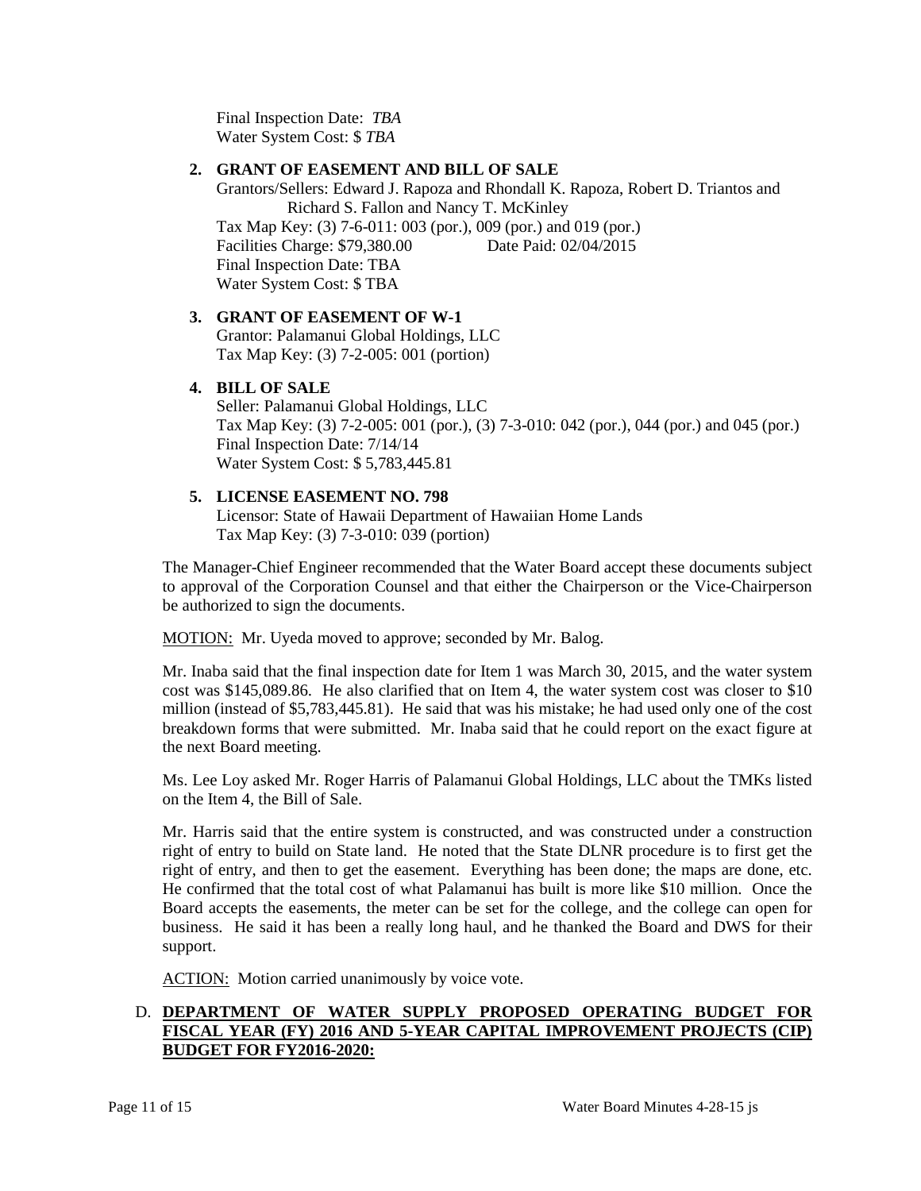Final Inspection Date: *TBA*
Water System Cost: $ *TBA*

2. **GRANT OF EASEMENT AND BILL OF SALE**
   Grantors/Sellers: Edward J. Rapoza and Rhondall K. Rapoza, Robert D. Triantos and Richard S. Fallon and Nancy T. McKinley
   Tax Map Key: (3) 7-6-011: 003 (por.), 009 (por.) and 019 (por.)
   Facilities Charge: $79,380.00 Date Paid: 02/04/2015
   Final Inspection Date: TBA
   Water System Cost: $ TBA

3. **GRANT OF EASEMENT OF W-1**
   Grantor: Palamanui Global Holdings, LLC
   Tax Map Key: (3) 7-2-005: 001 (portion)

4. **BILL OF SALE**
   Seller: Palamanui Global Holdings, LLC
   Tax Map Key: (3) 7-2-005: 001 (por.), (3) 7-3-010: 042 (por.), 044 (por.) and 045 (por.)
   Final Inspection Date: 7/14/14
   Water System Cost: $ 5,783,445.81

5. **LICENSE EASEMENT NO. 798**
   Licensor: State of Hawaii Department of Hawaiian Home Lands
   Tax Map Key: (3) 7-3-010: 039 (portion)

The Manager-Chief Engineer recommended that the Water Board accept these documents subject to approval of the Corporation Counsel and that either the Chairperson or the Vice-Chairperson be authorized to sign the documents.

MOTION: Mr. Uyeda moved to approve; seconded by Mr. Balog.

Mr. Inaba said that the final inspection date for Item 1 was March 30, 2015, and the water system cost was $145,089.86. He also clarified that on Item 4, the water system cost was closer to $10 million (instead of $5,783,445.81). He said that was his mistake; he had used only one of the cost breakdown forms that were submitted. Mr. Inaba said that he could report on the exact figure at the next Board meeting.

Ms. Lee Loy asked Mr. Roger Harris of Palamanui Global Holdings, LLC about the TMKs listed on the Item 4, the Bill of Sale.

Mr. Harris said that the entire system is constructed, and was constructed under a construction right of entry to build on State land. He noted that the State DLNR procedure is to first get the right of entry, and then to get the easement. Everything has been done; the maps are done, etc. He confirmed that the total cost of what Palamanui has built is more like $10 million. Once the Board accepts the easements, the meter can be set for the college, and the college can open for business. He said it has been a really long haul, and he thanked the Board and DWS for their support.

ACTION: Motion carried unanimously by voice vote.

D. **DEPARTMENT OF WATER SUPPLY PROPOSED OPERATING BUDGET FOR FISCAL YEAR (FY) 2016 AND 5-YEAR CAPITAL IMPROVEMENT PROJECTS (CIP) BUDGET FOR FY2016-2020:**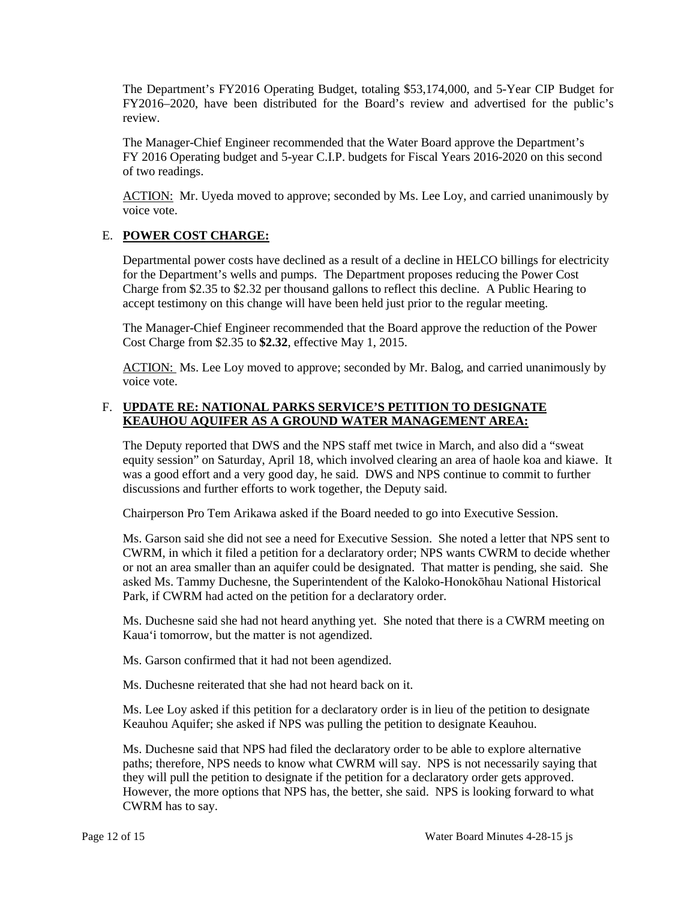The Department's FY2016 Operating Budget, totaling $53,174,000, and 5-Year CIP Budget for FY2016–2020, have been distributed for the Board's review and advertised for the public's review.

The Manager-Chief Engineer recommended that the Water Board approve the Department's FY 2016 Operating budget and 5-year C.I.P. budgets for Fiscal Years 2016-2020 on this second of two readings.

ACTION: Mr. Uyeda moved to approve; seconded by Ms. Lee Loy, and carried unanimously by voice vote.

E. **POWER COST CHARGE:**

Departmental power costs have declined as a result of a decline in HELCO billings for electricity for the Department's wells and pumps. The Department proposes reducing the Power Cost Charge from $2.35 to $2.32 per thousand gallons to reflect this decline. A Public Hearing to accept testimony on this change will have been held just prior to the regular meeting.

The Manager-Chief Engineer recommended that the Board approve the reduction of the Power Cost Charge from $2.35 to **$2.32**, effective May 1, 2015.

ACTION: Ms. Lee Loy moved to approve; seconded by Mr. Balog, and carried unanimously by voice vote.

F. **UPDATE RE: NATIONAL PARKS SERVICE'S PETITION TO DESIGNATE KEAUHOU AQUIFER AS A GROUND WATER MANAGEMENT AREA:**

The Deputy reported that DWS and the NPS staff met twice in March, and also did a "sweat equity session" on Saturday, April 18, which involved clearing an area of haole koa and kiawe. It was a good effort and a very good day, he said. DWS and NPS continue to commit to further discussions and further efforts to work together, the Deputy said.

Chairperson Pro Tem Arikawa asked if the Board needed to go into Executive Session.

Ms. Garson said she did not see a need for Executive Session. She noted a letter that NPS sent to CWRM, in which it filed a petition for a declaratory order; NPS wants CWRM to decide whether or not an area smaller than an aquifer could be designated. That matter is pending, she said. She asked Ms. Tammy Duchesne, the Superintendent of the Kaloko-Honokōhau National Historical Park, if CWRM had acted on the petition for a declaratory order.

Ms. Duchesne said she had not heard anything yet. She noted that there is a CWRM meeting on Kaua'i tomorrow, but the matter is not agendized.

Ms. Garson confirmed that it had not been agendized.

Ms. Duchesne reiterated that she had not heard back on it.

Ms. Lee Loy asked if this petition for a declaratory order is in lieu of the petition to designate Keauhou Aquifer; she asked if NPS was pulling the petition to designate Keauhou.

Ms. Duchesne said that NPS had filed the declaratory order to be able to explore alternative paths; therefore, NPS needs to know what CWRM will say. NPS is not necessarily saying that they will pull the petition to designate if the petition for a declaratory order gets approved. However, the more options that NPS has, the better, she said. NPS is looking forward to what CWRM has to say.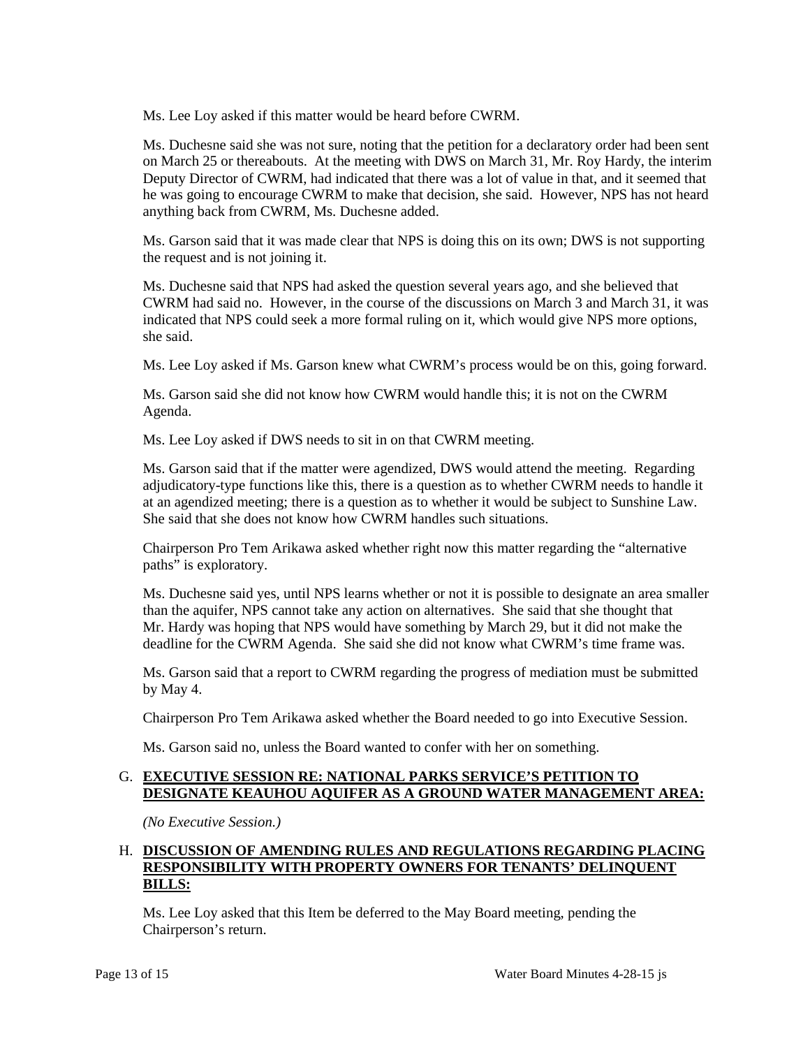Ms. Lee Loy asked if this matter would be heard before CWRM.

Ms. Duchesne said she was not sure, noting that the petition for a declaratory order had been sent on March 25 or thereabouts. At the meeting with DWS on March 31, Mr. Roy Hardy, the interim Deputy Director of CWRM, had indicated that there was a lot of value in that, and it seemed that he was going to encourage CWRM to make that decision, she said. However, NPS has not heard anything back from CWRM, Ms. Duchesne added.

Ms. Garson said that it was made clear that NPS is doing this on its own; DWS is not supporting the request and is not joining it.

Ms. Duchesne said that NPS had asked the question several years ago, and she believed that CWRM had said no. However, in the course of the discussions on March 3 and March 31, it was indicated that NPS could seek a more formal ruling on it, which would give NPS more options, she said.

Ms. Lee Loy asked if Ms. Garson knew what CWRM's process would be on this, going forward.

Ms. Garson said she did not know how CWRM would handle this; it is not on the CWRM Agenda.

Ms. Lee Loy asked if DWS needs to sit in on that CWRM meeting.

Ms. Garson said that if the matter were agendized, DWS would attend the meeting. Regarding adjudicatory-type functions like this, there is a question as to whether CWRM needs to handle it at an agendized meeting; there is a question as to whether it would be subject to Sunshine Law. She said that she does not know how CWRM handles such situations.

Chairperson Pro Tem Arikawa asked whether right now this matter regarding the "alternative paths" is exploratory.

Ms. Duchesne said yes, until NPS learns whether or not it is possible to designate an area smaller than the aquifer, NPS cannot take any action on alternatives. She said that she thought that Mr. Hardy was hoping that NPS would have something by March 29, but it did not make the deadline for the CWRM Agenda. She said she did not know what CWRM's time frame was.

Ms. Garson said that a report to CWRM regarding the progress of mediation must be submitted by May 4.

Chairperson Pro Tem Arikawa asked whether the Board needed to go into Executive Session.

Ms. Garson said no, unless the Board wanted to confer with her on something.

G. **EXECUTIVE SESSION RE: NATIONAL PARKS SERVICE'S PETITION TO DESIGNATE KEAUHOU AQUIFER AS A GROUND WATER MANAGEMENT AREA:**

*(No Executive Session.)*

H. **DISCUSSION OF AMENDING RULES AND REGULATIONS REGARDING PLACING RESPONSIBILITY WITH PROPERTY OWNERS FOR TENANTS' DELINQUENT BILLS:**

Ms. Lee Loy asked that this Item be deferred to the May Board meeting, pending the Chairperson's return.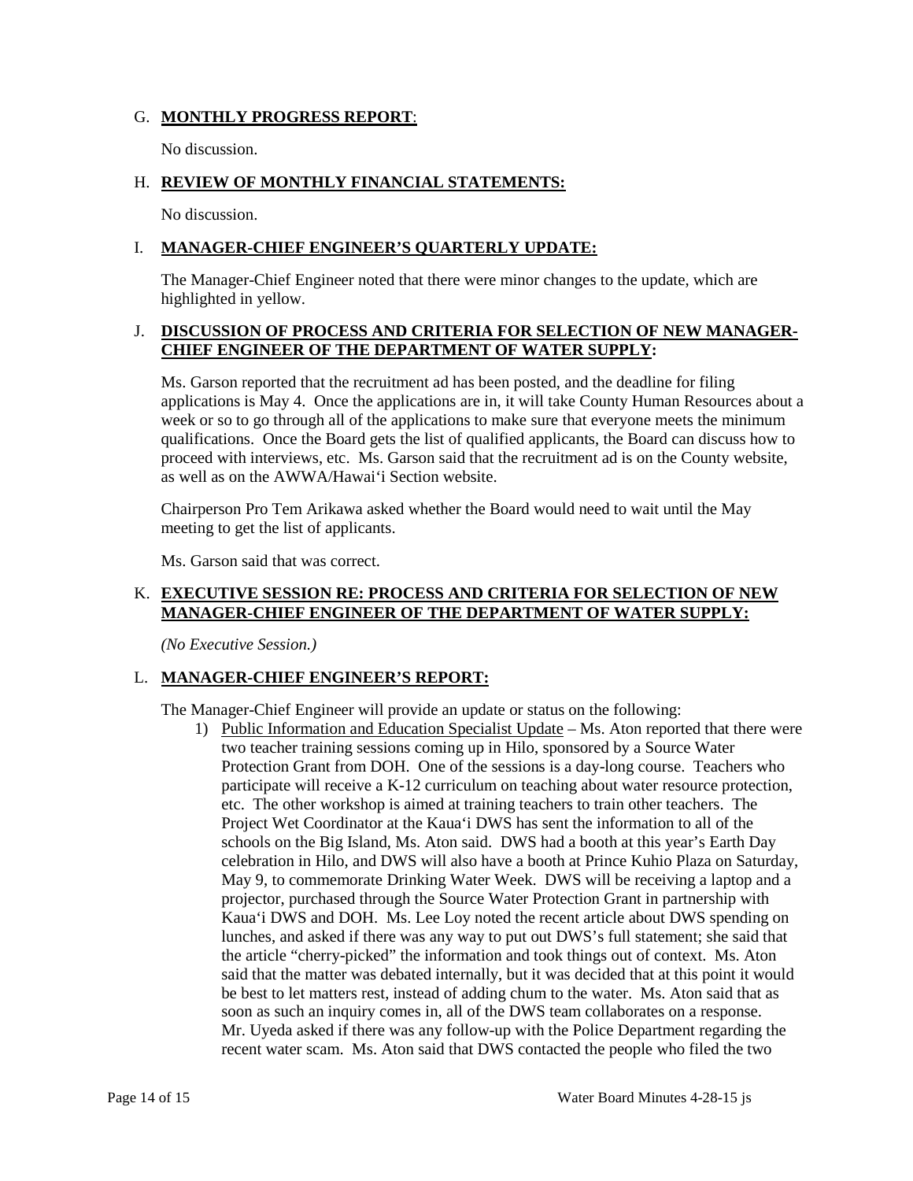G. **MONTHLY PROGRESS REPORT**:

No discussion.

H. **REVIEW OF MONTHLY FINANCIAL STATEMENTS:**

No discussion.

I. **MANAGER-CHIEF ENGINEER'S QUARTERLY UPDATE:**

The Manager-Chief Engineer noted that there were minor changes to the update, which are highlighted in yellow.

J. **DISCUSSION OF PROCESS AND CRITERIA FOR SELECTION OF NEW MANAGER-CHIEF ENGINEER OF THE DEPARTMENT OF WATER SUPPLY:**

Ms. Garson reported that the recruitment ad has been posted, and the deadline for filing applications is May 4. Once the applications are in, it will take County Human Resources about a week or so to go through all of the applications to make sure that everyone meets the minimum qualifications. Once the Board gets the list of qualified applicants, the Board can discuss how to proceed with interviews, etc. Ms. Garson said that the recruitment ad is on the County website, as well as on the AWWA/Hawai'i Section website.

Chairperson Pro Tem Arikawa asked whether the Board would need to wait until the May meeting to get the list of applicants.

Ms. Garson said that was correct.

K. **EXECUTIVE SESSION RE: PROCESS AND CRITERIA FOR SELECTION OF NEW MANAGER-CHIEF ENGINEER OF THE DEPARTMENT OF WATER SUPPLY:**

*(No Executive Session.)*

L. **MANAGER-CHIEF ENGINEER'S REPORT:**

The Manager-Chief Engineer will provide an update or status on the following:

1) Public Information and Education Specialist Update – Ms. Aton reported that there were two teacher training sessions coming up in Hilo, sponsored by a Source Water Protection Grant from DOH. One of the sessions is a day-long course. Teachers who participate will receive a K-12 curriculum on teaching about water resource protection, etc. The other workshop is aimed at training teachers to train other teachers. The Project Wet Coordinator at the Kaua'i DWS has sent the information to all of the schools on the Big Island, Ms. Aton said. DWS had a booth at this year's Earth Day celebration in Hilo, and DWS will also have a booth at Prince Kuhio Plaza on Saturday, May 9, to commemorate Drinking Water Week. DWS will be receiving a laptop and a projector, purchased through the Source Water Protection Grant in partnership with Kaua'i DWS and DOH. Ms. Lee Loy noted the recent article about DWS spending on lunches, and asked if there was any way to put out DWS's full statement; she said that the article "cherry-picked" the information and took things out of context. Ms. Aton said that the matter was debated internally, but it was decided that at this point it would be best to let matters rest, instead of adding chum to the water. Ms. Aton said that as soon as such an inquiry comes in, all of the DWS team collaborates on a response. Mr. Uyeda asked if there was any follow-up with the Police Department regarding the recent water scam. Ms. Aton said that DWS contacted the people who filed the two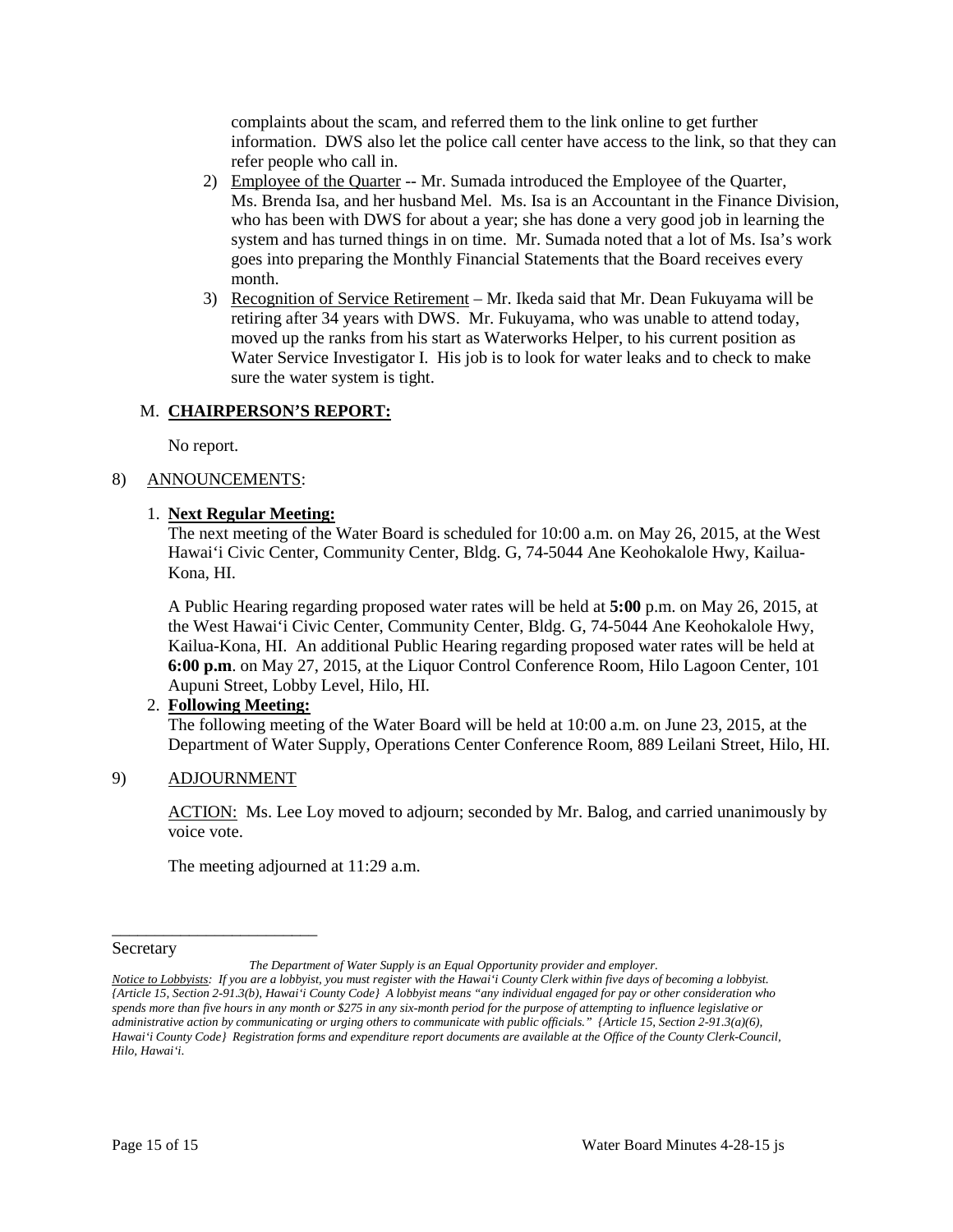complaints about the scam, and referred them to the link online to get further information. DWS also let the police call center have access to the link, so that they can refer people who call in.

2) Employee of the Quarter -- Mr. Sumada introduced the Employee of the Quarter, Ms. Brenda Isa, and her husband Mel. Ms. Isa is an Accountant in the Finance Division, who has been with DWS for about a year; she has done a very good job in learning the system and has turned things in on time. Mr. Sumada noted that a lot of Ms. Isa's work goes into preparing the Monthly Financial Statements that the Board receives every month.

3) Recognition of Service Retirement – Mr. Ikeda said that Mr. Dean Fukuyama will be retiring after 34 years with DWS. Mr. Fukuyama, who was unable to attend today, moved up the ranks from his start as Waterworks Helper, to his current position as Water Service Investigator I. His job is to look for water leaks and to check to make sure the water system is tight.

M. **CHAIRPERSON'S REPORT:**

No report.

8) ANNOUNCEMENTS:

1. **Next Regular Meeting:**
   The next meeting of the Water Board is scheduled for 10:00 a.m. on May 26, 2015, at the West Hawai'i Civic Center, Community Center, Bldg. G, 74-5044 Ane Keohokalole Hwy, Kailua-Kona, HI.

   A Public Hearing regarding proposed water rates will be held at **5:00** p.m. on May 26, 2015, at the West Hawai'i Civic Center, Community Center, Bldg. G, 74-5044 Ane Keohokalole Hwy, Kailua-Kona, HI. An additional Public Hearing regarding proposed water rates will be held at **6:00 p.m**. on May 27, 2015, at the Liquor Control Conference Room, Hilo Lagoon Center, 101 Aupuni Street, Lobby Level, Hilo, HI.

2. **Following Meeting:**
   The following meeting of the Water Board will be held at 10:00 a.m. on June 23, 2015, at the Department of Water Supply, Operations Center Conference Room, 889 Leilani Street, Hilo, HI.

9) ADJOURNMENT

ACTION: Ms. Lee Loy moved to adjourn; seconded by Mr. Balog, and carried unanimously by voice vote.

The meeting adjourned at 11:29 a.m.

\_\_\_\_\_\_\_\_\_\_\_\_\_\_\_\_\_\_\_\_\_\_\_\_\_

Secretary

*The Department of Water Supply is an Equal Opportunity provider and employer.*

*Notice to Lobbyists: If you are a lobbyist, you must register with the Hawai'i County Clerk within five days of becoming a lobbyist. {Article 15, Section 2-91.3(b), Hawai'i County Code} A lobbyist means "any individual engaged for pay or other consideration who spends more than five hours in any month or $275 in any six-month period for the purpose of attempting to influence legislative or administrative action by communicating or urging others to communicate with public officials." {Article 15, Section 2-91.3(a)(6), Hawai'i County Code} Registration forms and expenditure report documents are available at the Office of the County Clerk-Council, Hilo, Hawai'i.*